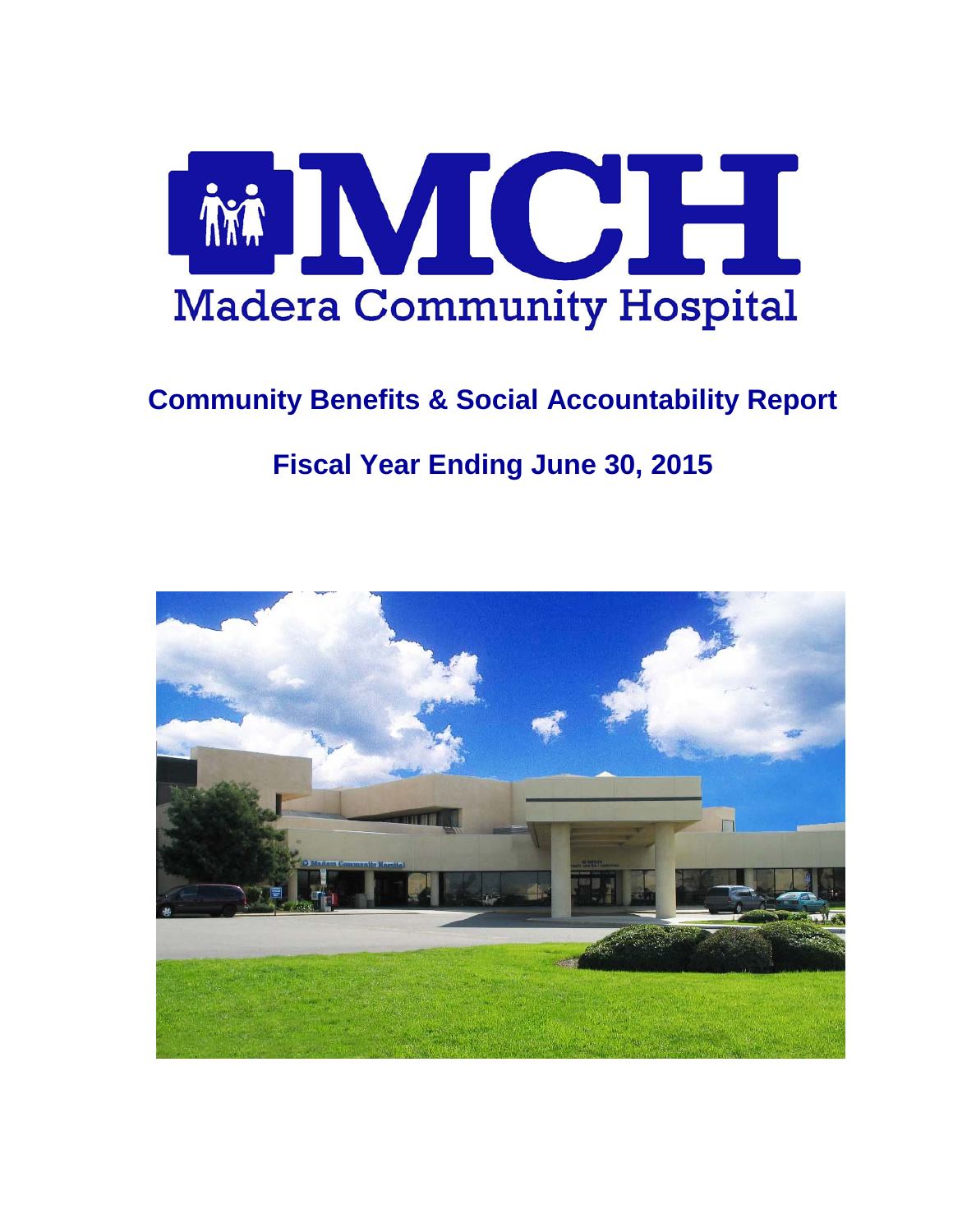# MCH

Madera Community Hospital

## Community Benefits & Social Accountability Report

## Fiscal Year Ending June 30, 2015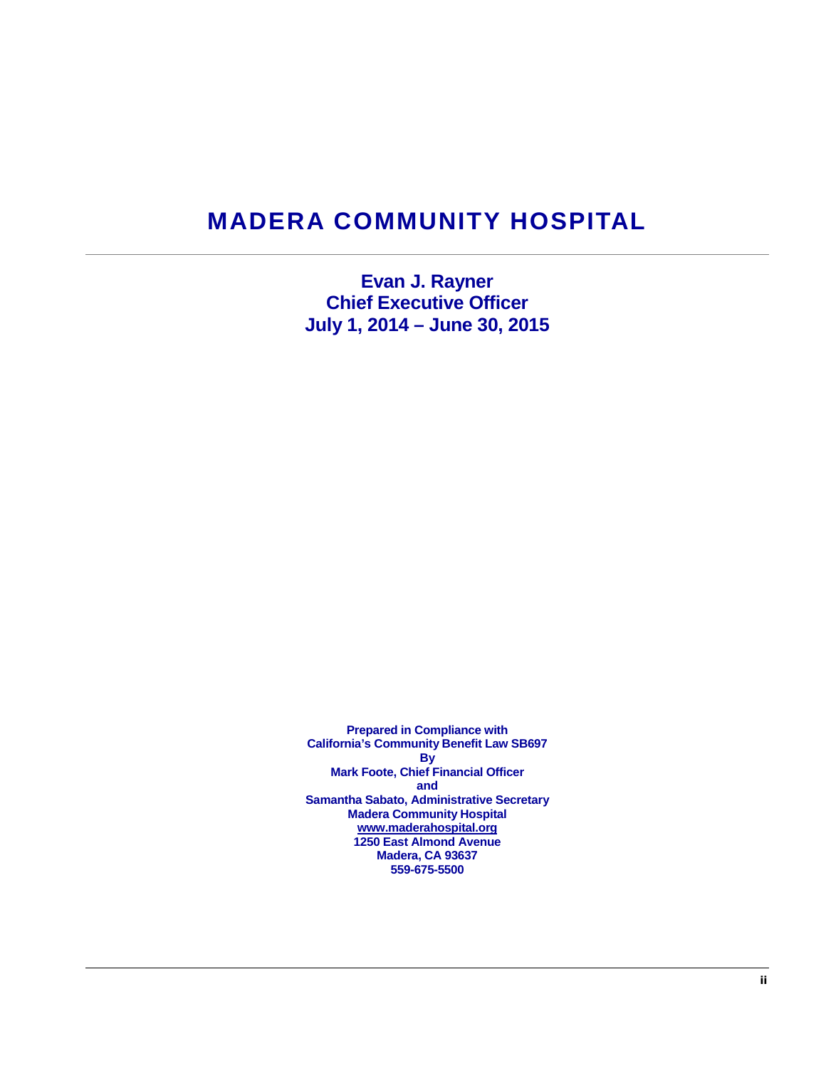# MADERA COMMUNITY HOSPITAL

**Evan J. Rayner**
**Chief Executive Officer**
**July 1, 2014 – June 30, 2015**

**Prepared in Compliance with**
**California's Community Benefit Law SB697**
**By**
**Mark Foote, Chief Financial Officer**
**and**
**Samantha Sabato, Administrative Secretary**
**Madera Community Hospital**
**www.maderahospital.org**
**1250 East Almond Avenue**
**Madera, CA 93637**
**559-675-5500**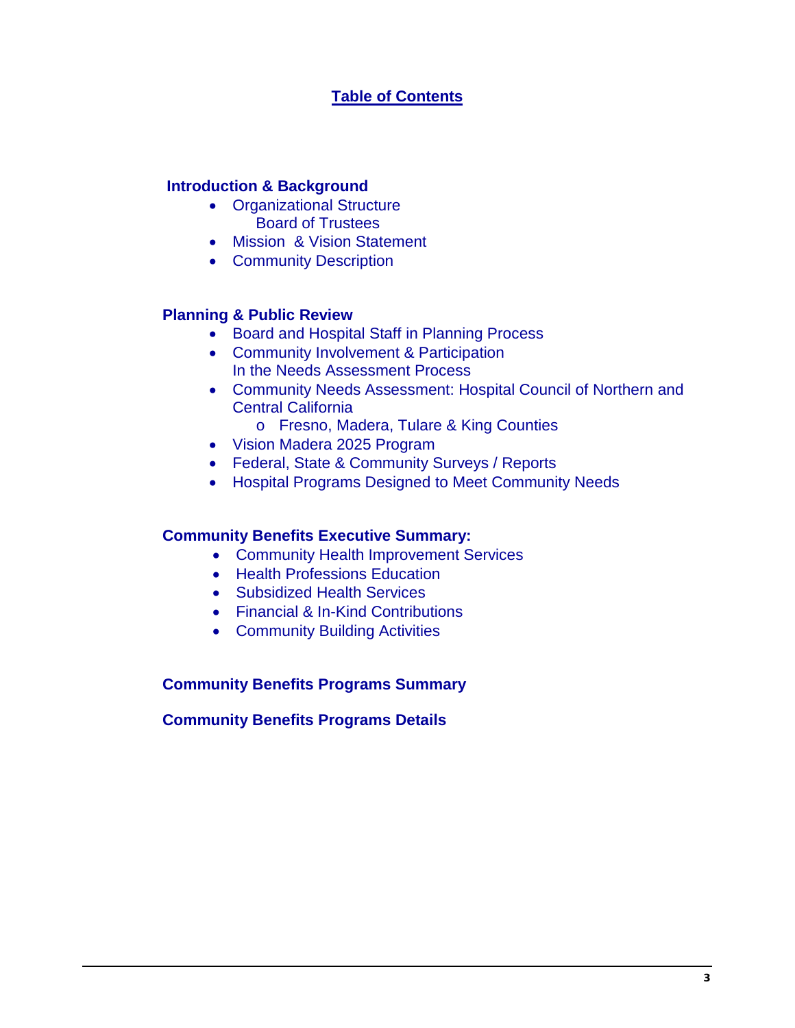# Table of Contents

**Introduction & Background**

- Organizational Structure
  - Board of Trustees
- Mission & Vision Statement
- Community Description

**Planning & Public Review**

- Board and Hospital Staff in Planning Process
- Community Involvement & Participation In the Needs Assessment Process
- Community Needs Assessment: Hospital Council of Northern and Central California
  - Fresno, Madera, Tulare & King Counties
- Vision Madera 2025 Program
- Federal, State & Community Surveys / Reports
- Hospital Programs Designed to Meet Community Needs

**Community Benefits Executive Summary:**

- Community Health Improvement Services
- Health Professions Education
- Subsidized Health Services
- Financial & In-Kind Contributions
- Community Building Activities

**Community Benefits Programs Summary**

**Community Benefits Programs Details**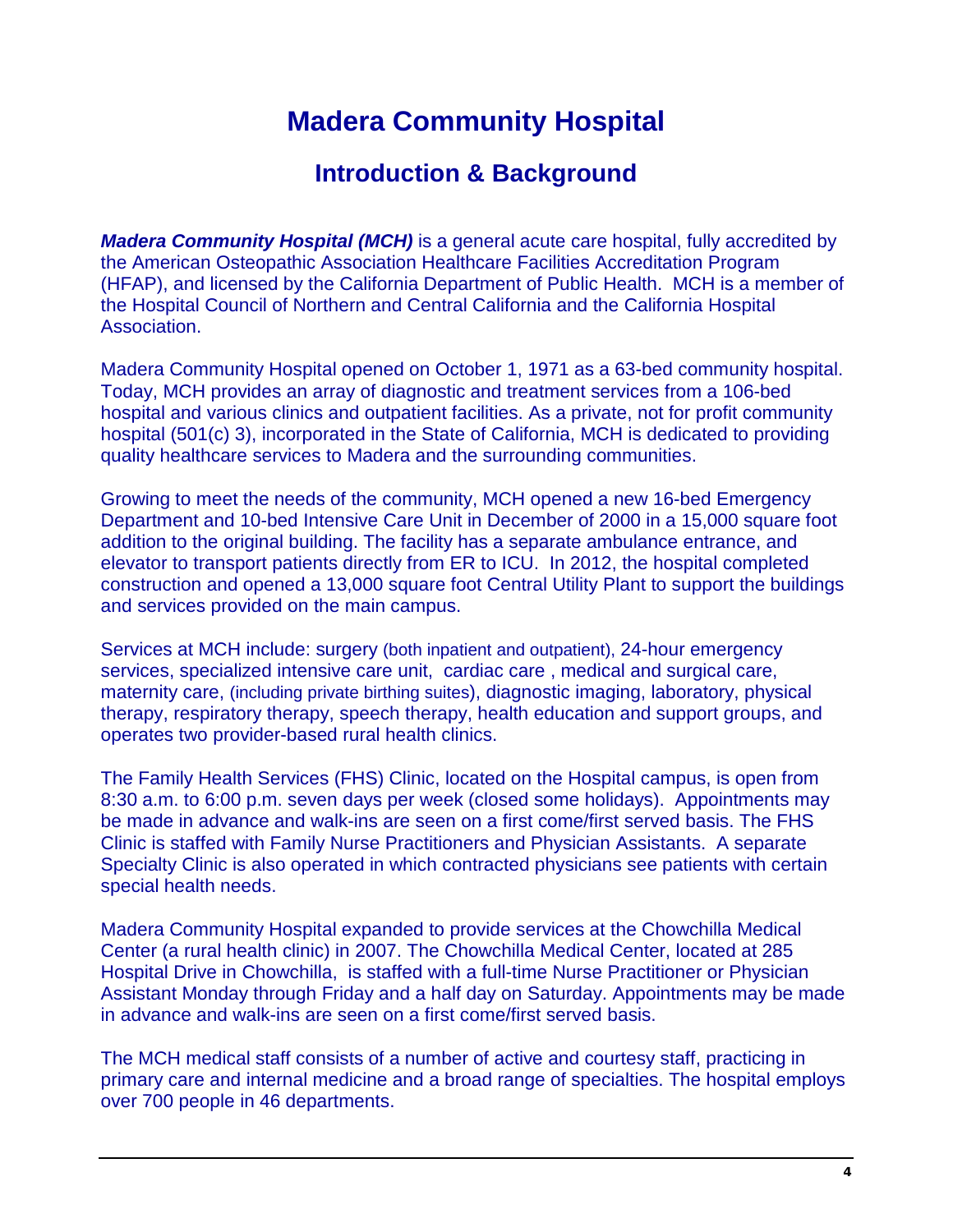# Madera Community Hospital

## Introduction & Background

***Madera Community Hospital (MCH)*** is a general acute care hospital, fully accredited by the American Osteopathic Association Healthcare Facilities Accreditation Program (HFAP), and licensed by the California Department of Public Health. MCH is a member of the Hospital Council of Northern and Central California and the California Hospital Association.

Madera Community Hospital opened on October 1, 1971 as a 63-bed community hospital. Today, MCH provides an array of diagnostic and treatment services from a 106-bed hospital and various clinics and outpatient facilities. As a private, not for profit community hospital (501(c) 3), incorporated in the State of California, MCH is dedicated to providing quality healthcare services to Madera and the surrounding communities.

Growing to meet the needs of the community, MCH opened a new 16-bed Emergency Department and 10-bed Intensive Care Unit in December of 2000 in a 15,000 square foot addition to the original building. The facility has a separate ambulance entrance, and elevator to transport patients directly from ER to ICU. In 2012, the hospital completed construction and opened a 13,000 square foot Central Utility Plant to support the buildings and services provided on the main campus.

Services at MCH include: surgery (both inpatient and outpatient), 24-hour emergency services, specialized intensive care unit, cardiac care , medical and surgical care, maternity care, (including private birthing suites), diagnostic imaging, laboratory, physical therapy, respiratory therapy, speech therapy, health education and support groups, and operates two provider-based rural health clinics.

The Family Health Services (FHS) Clinic, located on the Hospital campus, is open from 8:30 a.m. to 6:00 p.m. seven days per week (closed some holidays). Appointments may be made in advance and walk-ins are seen on a first come/first served basis. The FHS Clinic is staffed with Family Nurse Practitioners and Physician Assistants. A separate Specialty Clinic is also operated in which contracted physicians see patients with certain special health needs.

Madera Community Hospital expanded to provide services at the Chowchilla Medical Center (a rural health clinic) in 2007. The Chowchilla Medical Center, located at 285 Hospital Drive in Chowchilla, is staffed with a full-time Nurse Practitioner or Physician Assistant Monday through Friday and a half day on Saturday. Appointments may be made in advance and walk-ins are seen on a first come/first served basis.

The MCH medical staff consists of a number of active and courtesy staff, practicing in primary care and internal medicine and a broad range of specialties. The hospital employs over 700 people in 46 departments.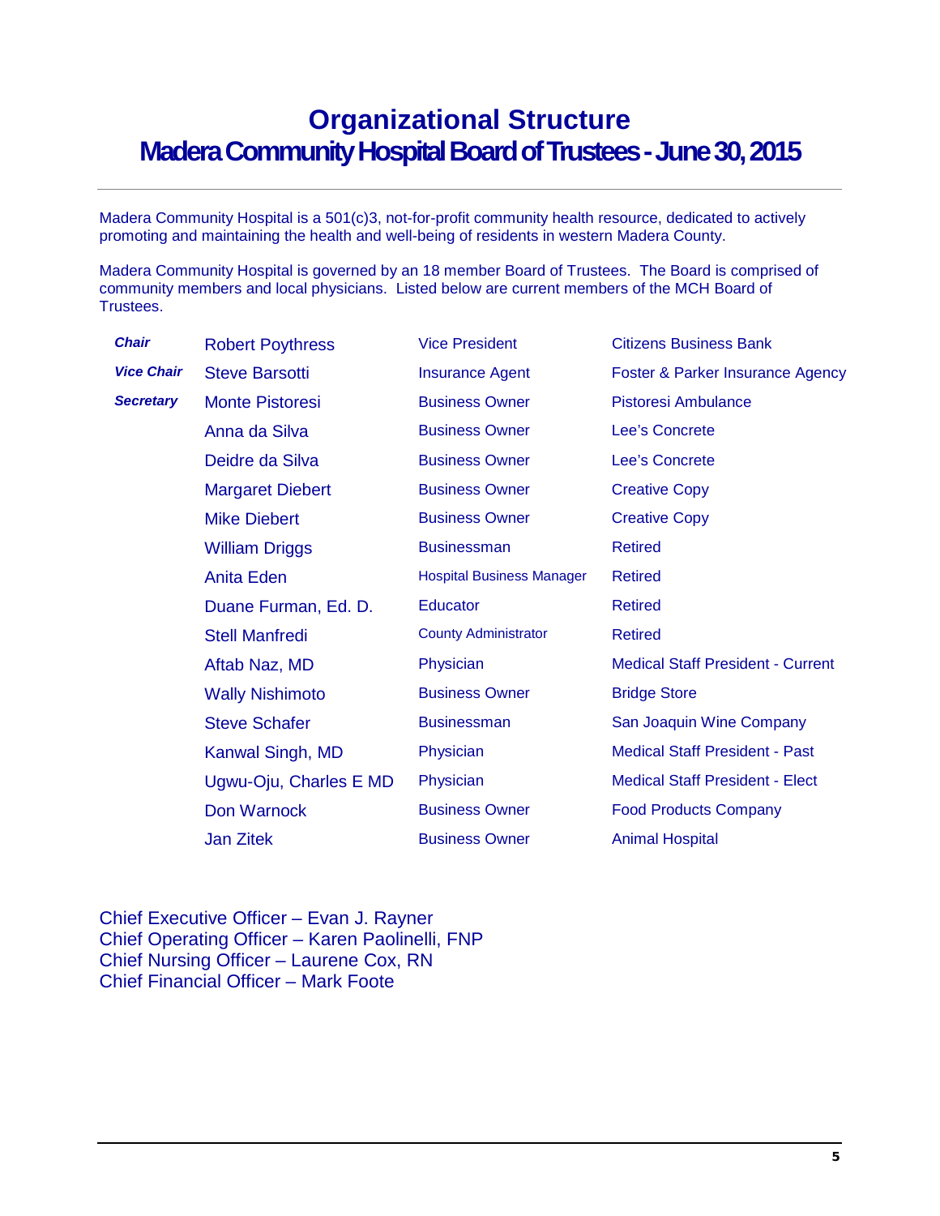# Organizational Structure
## Madera Community Hospital Board of Trustees - June 30, 2015

Madera Community Hospital is a 501(c)3, not-for-profit community health resource, dedicated to actively promoting and maintaining the health and well-being of residents in western Madera County.

Madera Community Hospital is governed by an 18 member Board of Trustees. The Board is comprised of community members and local physicians. Listed below are current members of the MCH Board of Trustees.

| | | | |
|---|---|---|---|
| ***Chair*** | Robert Poythress | Vice President | Citizens Business Bank |
| ***Vice Chair*** | Steve Barsotti | Insurance Agent | Foster & Parker Insurance Agency |
| ***Secretary*** | Monte Pistoresi | Business Owner | Pistoresi Ambulance |
| | Anna da Silva | Business Owner | Lee's Concrete |
| | Deidre da Silva | Business Owner | Lee's Concrete |
| | Margaret Diebert | Business Owner | Creative Copy |
| | Mike Diebert | Business Owner | Creative Copy |
| | William Driggs | Businessman | Retired |
| | Anita Eden | Hospital Business Manager | Retired |
| | Duane Furman, Ed. D. | Educator | Retired |
| | Stell Manfredi | County Administrator | Retired |
| | Aftab Naz, MD | Physician | Medical Staff President - Current |
| | Wally Nishimoto | Business Owner | Bridge Store |
| | Steve Schafer | Businessman | San Joaquin Wine Company |
| | Kanwal Singh, MD | Physician | Medical Staff President - Past |
| | Ugwu-Oju, Charles E MD | Physician | Medical Staff President - Elect |
| | Don Warnock | Business Owner | Food Products Company |
| | Jan Zitek | Business Owner | Animal Hospital |

Chief Executive Officer – Evan J. Rayner
Chief Operating Officer – Karen Paolinelli, FNP
Chief Nursing Officer – Laurene Cox, RN
Chief Financial Officer – Mark Foote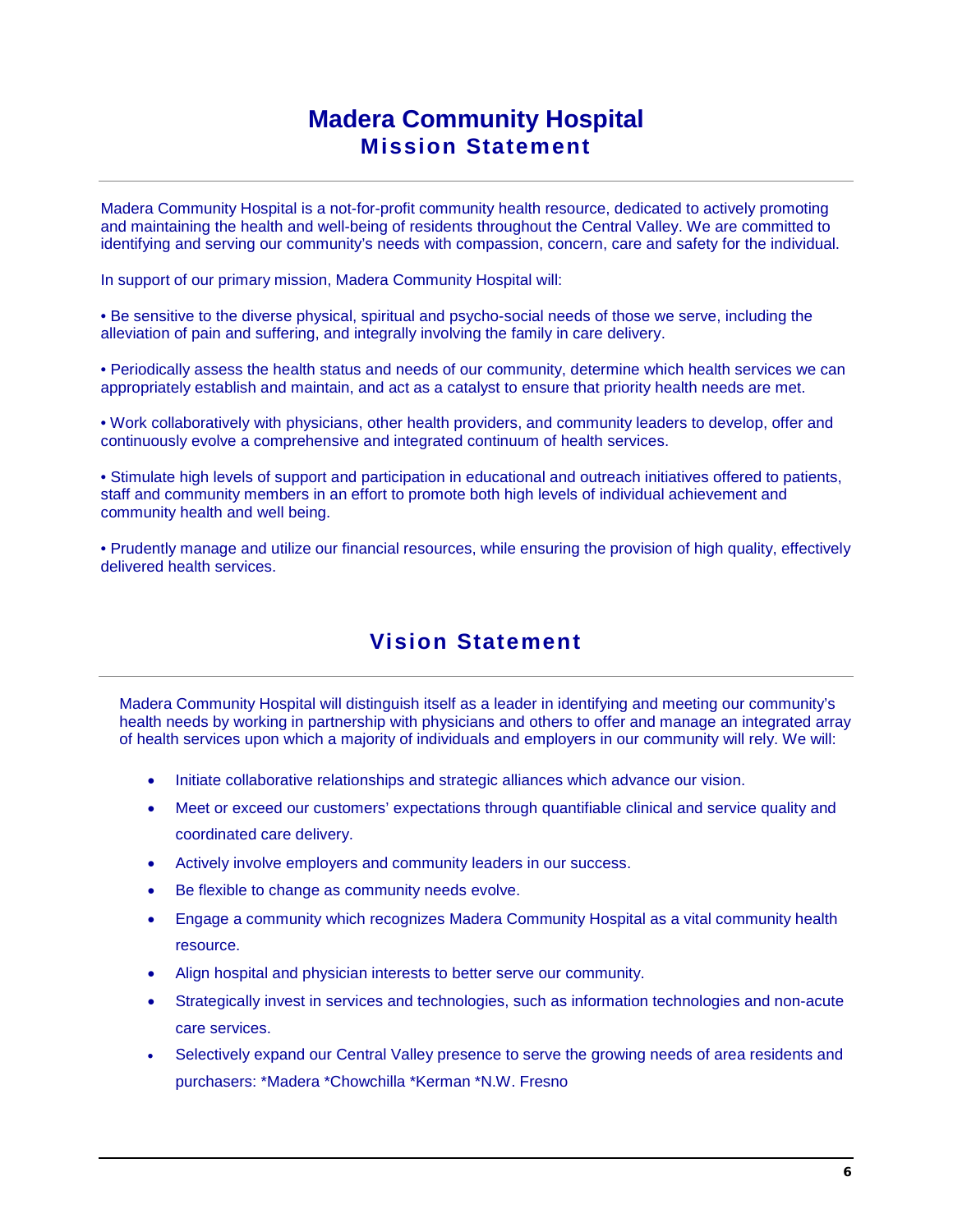# Madera Community Hospital
## Mission Statement

Madera Community Hospital is a not-for-profit community health resource, dedicated to actively promoting and maintaining the health and well-being of residents throughout the Central Valley. We are committed to identifying and serving our community's needs with compassion, concern, care and safety for the individual.

In support of our primary mission, Madera Community Hospital will:

• Be sensitive to the diverse physical, spiritual and psycho-social needs of those we serve, including the alleviation of pain and suffering, and integrally involving the family in care delivery.

• Periodically assess the health status and needs of our community, determine which health services we can appropriately establish and maintain, and act as a catalyst to ensure that priority health needs are met.

• Work collaboratively with physicians, other health providers, and community leaders to develop, offer and continuously evolve a comprehensive and integrated continuum of health services.

• Stimulate high levels of support and participation in educational and outreach initiatives offered to patients, staff and community members in an effort to promote both high levels of individual achievement and community health and well being.

• Prudently manage and utilize our financial resources, while ensuring the provision of high quality, effectively delivered health services.

## Vision Statement

Madera Community Hospital will distinguish itself as a leader in identifying and meeting our community's health needs by working in partnership with physicians and others to offer and manage an integrated array of health services upon which a majority of individuals and employers in our community will rely. We will:

- Initiate collaborative relationships and strategic alliances which advance our vision.
- Meet or exceed our customers' expectations through quantifiable clinical and service quality and coordinated care delivery.
- Actively involve employers and community leaders in our success.
- Be flexible to change as community needs evolve.
- Engage a community which recognizes Madera Community Hospital as a vital community health resource.
- Align hospital and physician interests to better serve our community.
- Strategically invest in services and technologies, such as information technologies and non-acute care services.
- Selectively expand our Central Valley presence to serve the growing needs of area residents and purchasers: *Madera *Chowchilla *Kerman *N.W. Fresno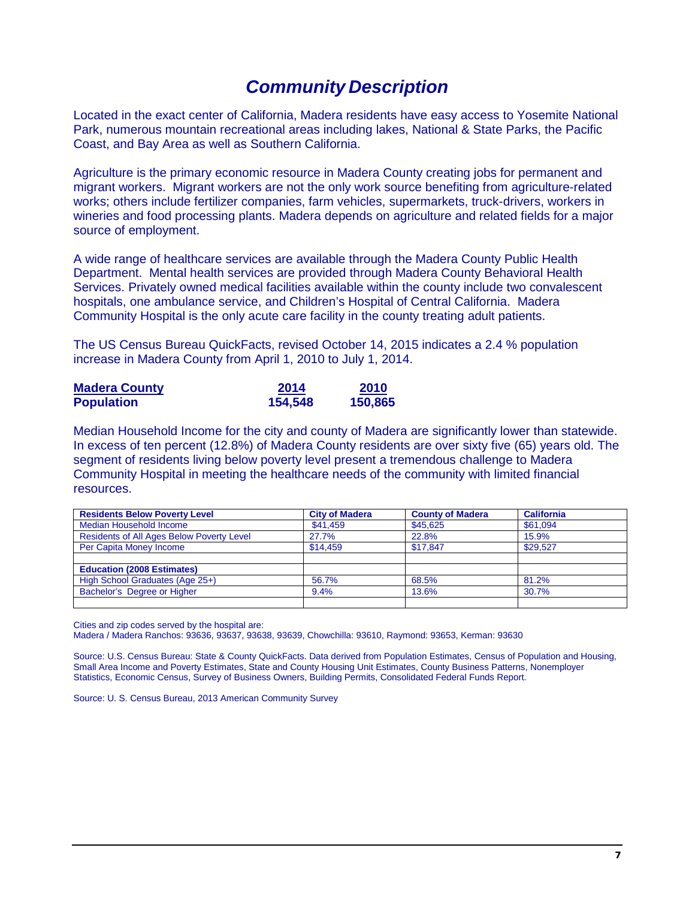# *Community Description*

Located in the exact center of California, Madera residents have easy access to Yosemite National Park, numerous mountain recreational areas including lakes, National & State Parks, the Pacific Coast, and Bay Area as well as Southern California.

Agriculture is the primary economic resource in Madera County creating jobs for permanent and migrant workers. Migrant workers are not the only work source benefiting from agriculture-related works; others include fertilizer companies, farm vehicles, supermarkets, truck-drivers, workers in wineries and food processing plants. Madera depends on agriculture and related fields for a major source of employment.

A wide range of healthcare services are available through the Madera County Public Health Department. Mental health services are provided through Madera County Behavioral Health Services. Privately owned medical facilities available within the county include two convalescent hospitals, one ambulance service, and Children's Hospital of Central California. Madera Community Hospital is the only acute care facility in the county treating adult patients.

The US Census Bureau QuickFacts, revised October 14, 2015 indicates a 2.4 % population increase in Madera County from April 1, 2010 to July 1, 2014.

| **Madera County** | **2014** | **2010** |
|---|---|---|
| **Population** | **154,548** | **150,865** |

Median Household Income for the city and county of Madera are significantly lower than statewide. In excess of ten percent (12.8%) of Madera County residents are over sixty five (65) years old. The segment of residents living below poverty level present a tremendous challenge to Madera Community Hospital in meeting the healthcare needs of the community with limited financial resources.

| **Residents Below Poverty Level** | **City of Madera** | **County of Madera** | **California** |
|---|---|---|---|
| Median Household Income | $41,459 | $45,625 | $61,094 |
| Residents of All Ages Below Poverty Level | 27.7% | 22.8% | 15.9% |
| Per Capita Money Income | $14,459 | $17,847 | $29,527 |
| | | | |
| **Education (2008 Estimates)** | | | |
| High School Graduates (Age 25+) | 56.7% | 68.5% | 81.2% |
| Bachelor's Degree or Higher | 9.4% | 13.6% | 30.7% |
| | | | |

Cities and zip codes served by the hospital are:
Madera / Madera Ranchos: 93636, 93637, 93638, 93639, Chowchilla: 93610, Raymond: 93653, Kerman: 93630

Source: U.S. Census Bureau: State & County QuickFacts. Data derived from Population Estimates, Census of Population and Housing, Small Area Income and Poverty Estimates, State and County Housing Unit Estimates, County Business Patterns, Nonemployer Statistics, Economic Census, Survey of Business Owners, Building Permits, Consolidated Federal Funds Report.

Source: U. S. Census Bureau, 2013 American Community Survey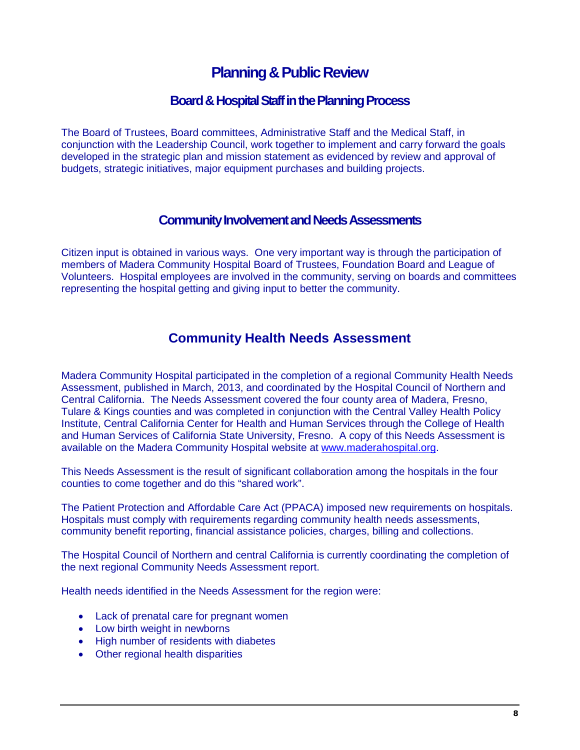# Planning & Public Review

## Board & Hospital Staff in the Planning Process

The Board of Trustees, Board committees, Administrative Staff and the Medical Staff, in conjunction with the Leadership Council, work together to implement and carry forward the goals developed in the strategic plan and mission statement as evidenced by review and approval of budgets, strategic initiatives, major equipment purchases and building projects.

## Community Involvement and Needs Assessments

Citizen input is obtained in various ways. One very important way is through the participation of members of Madera Community Hospital Board of Trustees, Foundation Board and League of Volunteers. Hospital employees are involved in the community, serving on boards and committees representing the hospital getting and giving input to better the community.

## Community Health Needs Assessment

Madera Community Hospital participated in the completion of a regional Community Health Needs Assessment, published in March, 2013, and coordinated by the Hospital Council of Northern and Central California. The Needs Assessment covered the four county area of Madera, Fresno, Tulare & Kings counties and was completed in conjunction with the Central Valley Health Policy Institute, Central California Center for Health and Human Services through the College of Health and Human Services of California State University, Fresno. A copy of this Needs Assessment is available on the Madera Community Hospital website at www.maderahospital.org.

This Needs Assessment is the result of significant collaboration among the hospitals in the four counties to come together and do this "shared work".

The Patient Protection and Affordable Care Act (PPACA) imposed new requirements on hospitals. Hospitals must comply with requirements regarding community health needs assessments, community benefit reporting, financial assistance policies, charges, billing and collections.

The Hospital Council of Northern and central California is currently coordinating the completion of the next regional Community Needs Assessment report.

Health needs identified in the Needs Assessment for the region were:

- Lack of prenatal care for pregnant women
- Low birth weight in newborns
- High number of residents with diabetes
- Other regional health disparities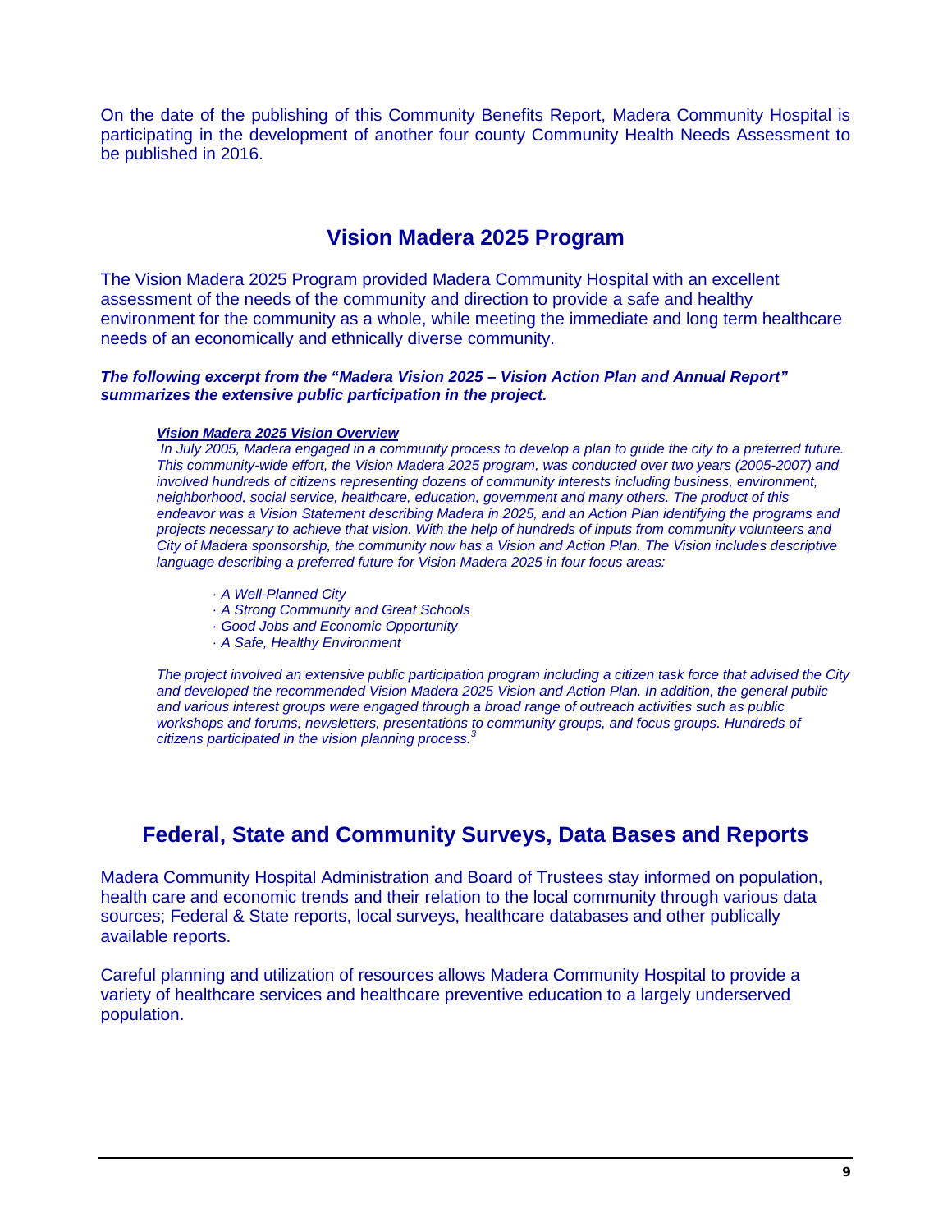On the date of the publishing of this Community Benefits Report, Madera Community Hospital is participating in the development of another four county Community Health Needs Assessment to be published in 2016.

## Vision Madera 2025 Program

The Vision Madera 2025 Program provided Madera Community Hospital with an excellent assessment of the needs of the community and direction to provide a safe and healthy environment for the community as a whole, while meeting the immediate and long term healthcare needs of an economically and ethnically diverse community.

***The following excerpt from the "Madera Vision 2025 – Vision Action Plan and Annual Report" summarizes the extensive public participation in the project.***

> ***Vision Madera 2025 Vision Overview***
>
> *In July 2005, Madera engaged in a community process to develop a plan to guide the city to a preferred future. This community-wide effort, the Vision Madera 2025 program, was conducted over two years (2005-2007) and involved hundreds of citizens representing dozens of community interests including business, environment, neighborhood, social service, healthcare, education, government and many others. The product of this endeavor was a Vision Statement describing Madera in 2025, and an Action Plan identifying the programs and projects necessary to achieve that vision. With the help of hundreds of inputs from community volunteers and City of Madera sponsorship, the community now has a Vision and Action Plan. The Vision includes descriptive language describing a preferred future for Vision Madera 2025 in four focus areas:*
>
> - *A Well-Planned City*
> - *A Strong Community and Great Schools*
> - *Good Jobs and Economic Opportunity*
> - *A Safe, Healthy Environment*
>
> *The project involved an extensive public participation program including a citizen task force that advised the City and developed the recommended Vision Madera 2025 Vision and Action Plan. In addition, the general public and various interest groups were engaged through a broad range of outreach activities such as public workshops and forums, newsletters, presentations to community groups, and focus groups. Hundreds of citizens participated in the vision planning process.*[3]

## Federal, State and Community Surveys, Data Bases and Reports

Madera Community Hospital Administration and Board of Trustees stay informed on population, health care and economic trends and their relation to the local community through various data sources; Federal & State reports, local surveys, healthcare databases and other publically available reports.

Careful planning and utilization of resources allows Madera Community Hospital to provide a variety of healthcare services and healthcare preventive education to a largely underserved population.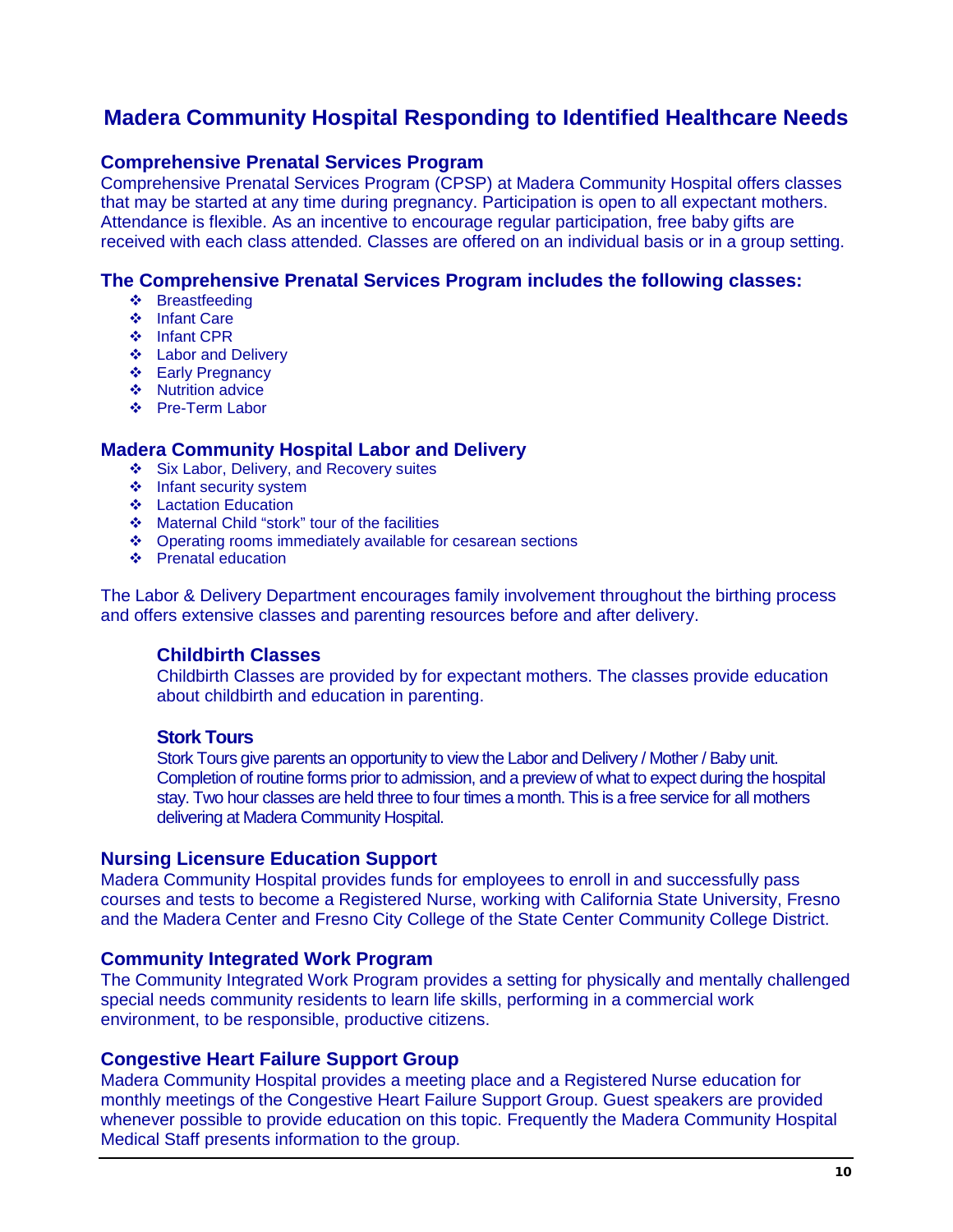# Madera Community Hospital Responding to Identified Healthcare Needs

## Comprehensive Prenatal Services Program

Comprehensive Prenatal Services Program (CPSP) at Madera Community Hospital offers classes that may be started at any time during pregnancy. Participation is open to all expectant mothers. Attendance is flexible. As an incentive to encourage regular participation, free baby gifts are received with each class attended. Classes are offered on an individual basis or in a group setting.

## The Comprehensive Prenatal Services Program includes the following classes:

- Breastfeeding
- Infant Care
- Infant CPR
- Labor and Delivery
- Early Pregnancy
- Nutrition advice
- Pre-Term Labor

## Madera Community Hospital Labor and Delivery

- Six Labor, Delivery, and Recovery suites
- Infant security system
- Lactation Education
- Maternal Child "stork" tour of the facilities
- Operating rooms immediately available for cesarean sections
- Prenatal education

The Labor & Delivery Department encourages family involvement throughout the birthing process and offers extensive classes and parenting resources before and after delivery.

### Childbirth Classes

Childbirth Classes are provided by for expectant mothers. The classes provide education about childbirth and education in parenting.

### Stork Tours

Stork Tours give parents an opportunity to view the Labor and Delivery / Mother / Baby unit. Completion of routine forms prior to admission, and a preview of what to expect during the hospital stay. Two hour classes are held three to four times a month. This is a free service for all mothers delivering at Madera Community Hospital.

## Nursing Licensure Education Support

Madera Community Hospital provides funds for employees to enroll in and successfully pass courses and tests to become a Registered Nurse, working with California State University, Fresno and the Madera Center and Fresno City College of the State Center Community College District.

## Community Integrated Work Program

The Community Integrated Work Program provides a setting for physically and mentally challenged special needs community residents to learn life skills, performing in a commercial work environment, to be responsible, productive citizens.

## Congestive Heart Failure Support Group

Madera Community Hospital provides a meeting place and a Registered Nurse education for monthly meetings of the Congestive Heart Failure Support Group. Guest speakers are provided whenever possible to provide education on this topic. Frequently the Madera Community Hospital Medical Staff presents information to the group.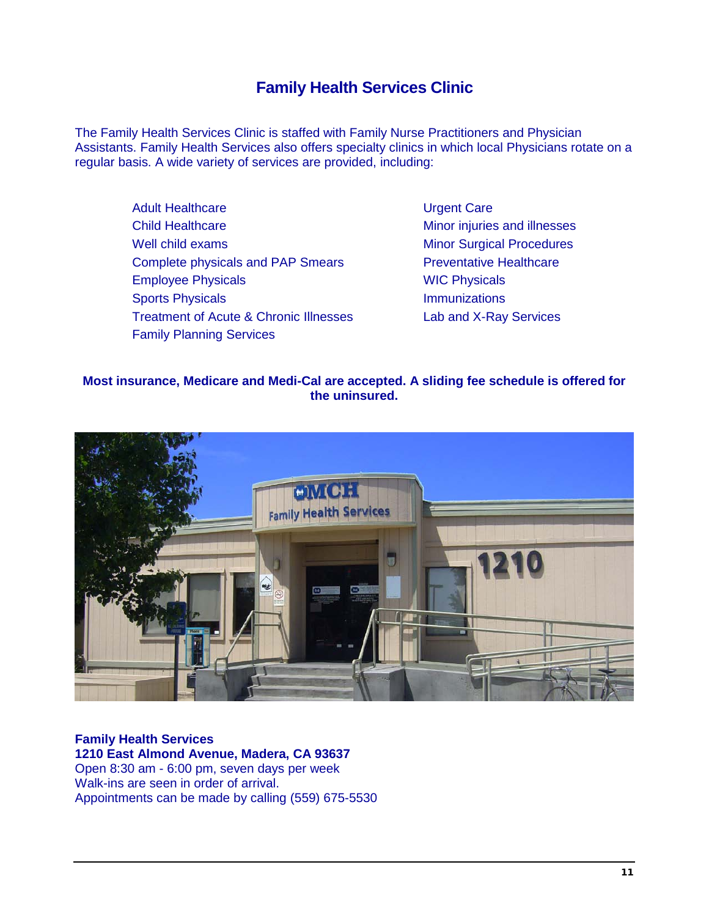# Family Health Services Clinic

The Family Health Services Clinic is staffed with Family Nurse Practitioners and Physician Assistants. Family Health Services also offers specialty clinics in which local Physicians rotate on a regular basis. A wide variety of services are provided, including:

- Adult Healthcare
- Child Healthcare
- Well child exams
- Complete physicals and PAP Smears
- Employee Physicals
- Sports Physicals
- Treatment of Acute & Chronic Illnesses
- Family Planning Services
- Urgent Care
- Minor injuries and illnesses
- Minor Surgical Procedures
- Preventative Healthcare
- WIC Physicals
- Immunizations
- Lab and X-Ray Services

**Most insurance, Medicare and Medi-Cal are accepted. A sliding fee schedule is offered for the uninsured.**

**Family Health Services**
**1210 East Almond Avenue, Madera, CA 93637**
Open 8:30 am - 6:00 pm, seven days per week
Walk-ins are seen in order of arrival.
Appointments can be made by calling (559) 675-5530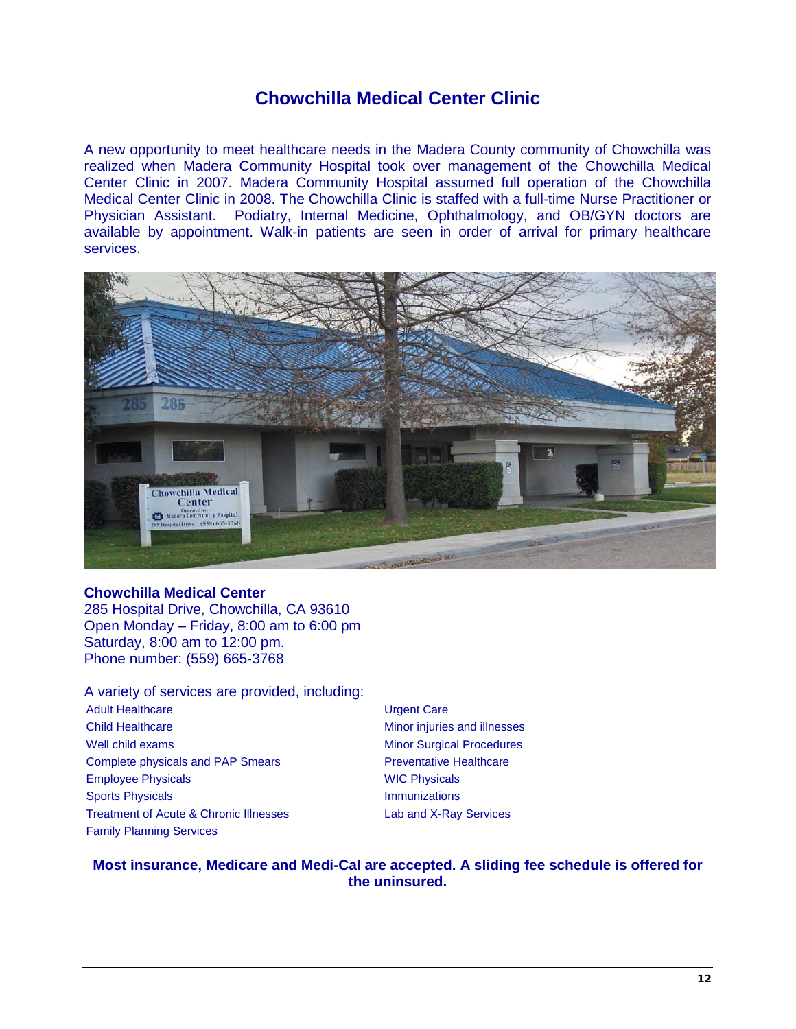# Chowchilla Medical Center Clinic

A new opportunity to meet healthcare needs in the Madera County community of Chowchilla was realized when Madera Community Hospital took over management of the Chowchilla Medical Center Clinic in 2007. Madera Community Hospital assumed full operation of the Chowchilla Medical Center Clinic in 2008. The Chowchilla Clinic is staffed with a full-time Nurse Practitioner or Physician Assistant. Podiatry, Internal Medicine, Ophthalmology, and OB/GYN doctors are available by appointment. Walk-in patients are seen in order of arrival for primary healthcare services.

**Chowchilla Medical Center**
285 Hospital Drive, Chowchilla, CA 93610
Open Monday – Friday, 8:00 am to 6:00 pm
Saturday, 8:00 am to 12:00 pm.
Phone number: (559) 665-3768

A variety of services are provided, including:

- Adult Healthcare
- Child Healthcare
- Well child exams
- Complete physicals and PAP Smears
- Employee Physicals
- Sports Physicals
- Treatment of Acute & Chronic Illnesses
- Family Planning Services
- Urgent Care
- Minor injuries and illnesses
- Minor Surgical Procedures
- Preventative Healthcare
- WIC Physicals
- Immunizations
- Lab and X-Ray Services

**Most insurance, Medicare and Medi-Cal are accepted. A sliding fee schedule is offered for the uninsured.**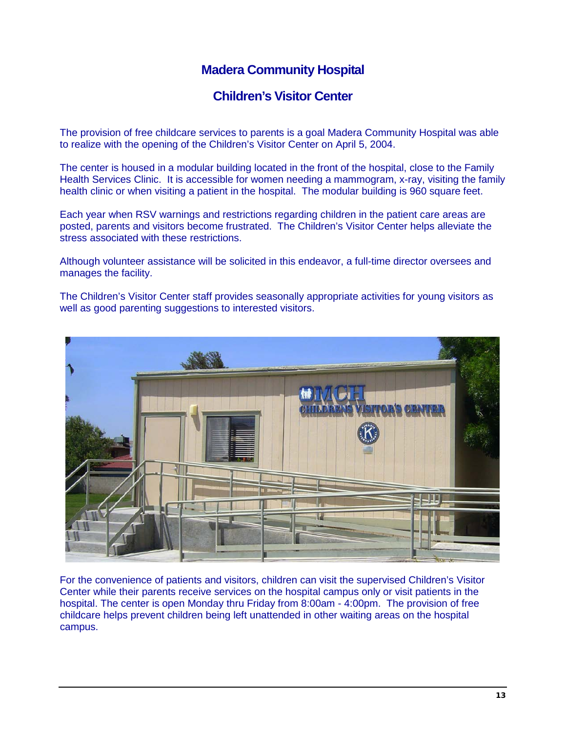# Madera Community Hospital

## Children's Visitor Center

The provision of free childcare services to parents is a goal Madera Community Hospital was able to realize with the opening of the Children's Visitor Center on April 5, 2004.

The center is housed in a modular building located in the front of the hospital, close to the Family Health Services Clinic. It is accessible for women needing a mammogram, x-ray, visiting the family health clinic or when visiting a patient in the hospital. The modular building is 960 square feet.

Each year when RSV warnings and restrictions regarding children in the patient care areas are posted, parents and visitors become frustrated. The Children's Visitor Center helps alleviate the stress associated with these restrictions.

Although volunteer assistance will be solicited in this endeavor, a full-time director oversees and manages the facility.

The Children's Visitor Center staff provides seasonally appropriate activities for young visitors as well as good parenting suggestions to interested visitors.

For the convenience of patients and visitors, children can visit the supervised Children's Visitor Center while their parents receive services on the hospital campus only or visit patients in the hospital. The center is open Monday thru Friday from 8:00am - 4:00pm. The provision of free childcare helps prevent children being left unattended in other waiting areas on the hospital campus.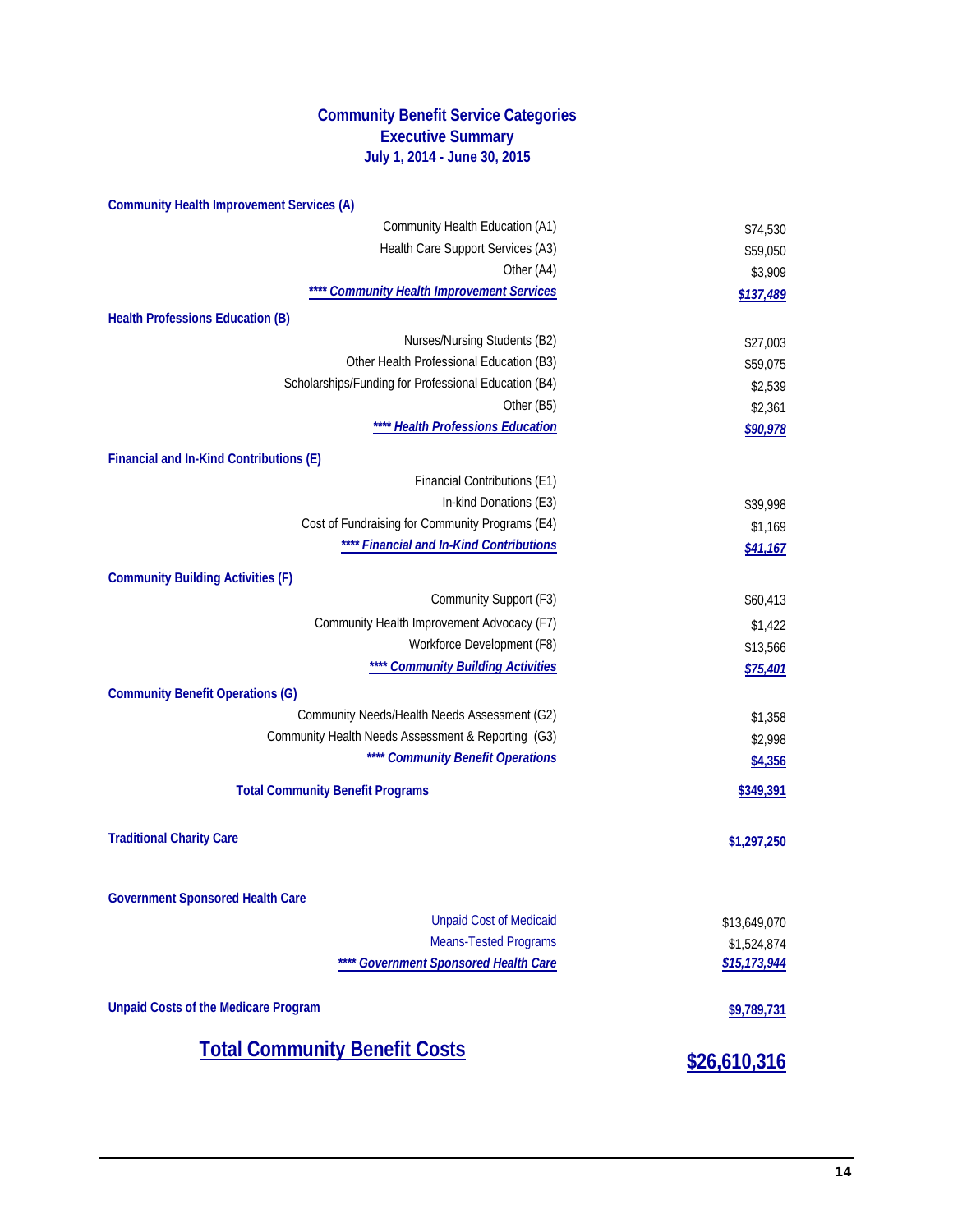# Community Benefit Service Categories
## Executive Summary
### July 1, 2014 - June 30, 2015

| Category | Amount |
|---|---|
| **Community Health Improvement Services (A)** | |
| Community Health Education (A1) | $74,530 |
| Health Care Support Services (A3) | $59,050 |
| Other (A4) | $3,909 |
| ***\*\*\*\* Community Health Improvement Services*** | ***$137,489*** |
| **Health Professions Education (B)** | |
| Nurses/Nursing Students (B2) | $27,003 |
| Other Health Professional Education (B3) | $59,075 |
| Scholarships/Funding for Professional Education (B4) | $2,539 |
| Other (B5) | $2,361 |
| ***\*\*\*\* Health Professions Education*** | ***$90,978*** |
| **Financial and In-Kind Contributions (E)** | |
| Financial Contributions (E1) | |
| In-kind Donations (E3) | $39,998 |
| Cost of Fundraising for Community Programs (E4) | $1,169 |
| ***\*\*\*\* Financial and In-Kind Contributions*** | ***$41,167*** |
| **Community Building Activities (F)** | |
| Community Support (F3) | $60,413 |
| Community Health Improvement Advocacy (F7) | $1,422 |
| Workforce Development (F8) | $13,566 |
| ***\*\*\*\* Community Building Activities*** | ***$75,401*** |
| **Community Benefit Operations (G)** | |
| Community Needs/Health Needs Assessment (G2) | $1,358 |
| Community Health Needs Assessment & Reporting (G3) | $2,998 |
| ***\*\*\*\* Community Benefit Operations*** | ***$4,356*** |
| **Total Community Benefit Programs** | **$349,391** |
| **Traditional Charity Care** | **$1,297,250** |
| **Government Sponsored Health Care** | |
| Unpaid Cost of Medicaid | $13,649,070 |
| Means-Tested Programs | $1,524,874 |
| ***\*\*\*\* Government Sponsored Health Care*** | ***$15,173,944*** |
| **Unpaid Costs of the Medicare Program** | **$9,789,731** |
| **Total Community Benefit Costs** | **$26,610,316** |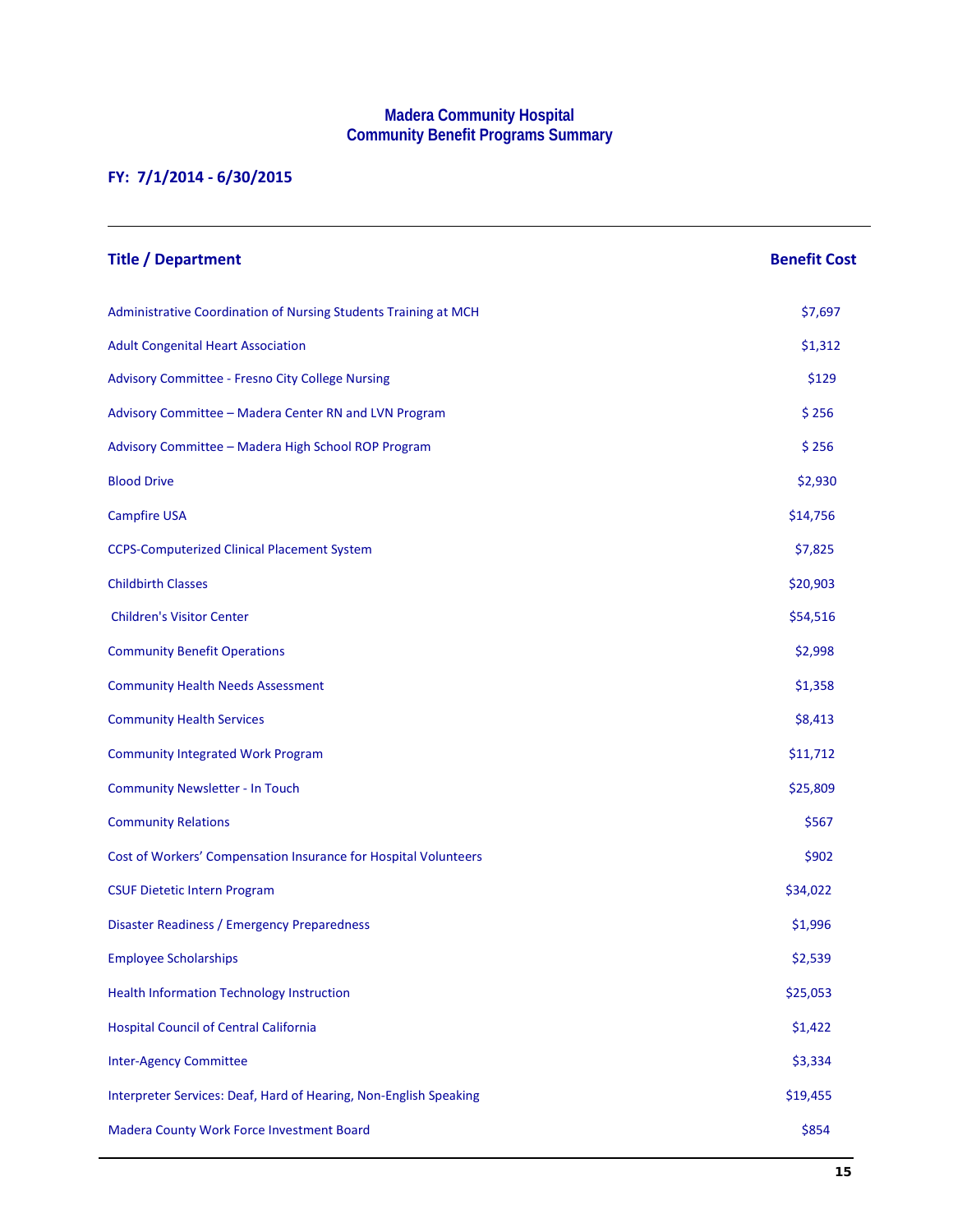# Madera Community Hospital
## Community Benefit Programs Summary

**FY: 7/1/2014 - 6/30/2015**

| Title / Department | Benefit Cost |
| --- | --- |
| Administrative Coordination of Nursing Students Training at MCH | $7,697 |
| Adult Congenital Heart Association | $1,312 |
| Advisory Committee - Fresno City College Nursing | $129 |
| Advisory Committee – Madera Center RN and LVN Program | $ 256 |
| Advisory Committee – Madera High School ROP Program | $ 256 |
| Blood Drive | $2,930 |
| Campfire USA | $14,756 |
| CCPS-Computerized Clinical Placement System | $7,825 |
| Childbirth Classes | $20,903 |
| Children's Visitor Center | $54,516 |
| Community Benefit Operations | $2,998 |
| Community Health Needs Assessment | $1,358 |
| Community Health Services | $8,413 |
| Community Integrated Work Program | $11,712 |
| Community Newsletter - In Touch | $25,809 |
| Community Relations | $567 |
| Cost of Workers' Compensation Insurance for Hospital Volunteers | $902 |
| CSUF Dietetic Intern Program | $34,022 |
| Disaster Readiness / Emergency Preparedness | $1,996 |
| Employee Scholarships | $2,539 |
| Health Information Technology Instruction | $25,053 |
| Hospital Council of Central California | $1,422 |
| Inter-Agency Committee | $3,334 |
| Interpreter Services: Deaf, Hard of Hearing, Non-English Speaking | $19,455 |
| Madera County Work Force Investment Board | $854 |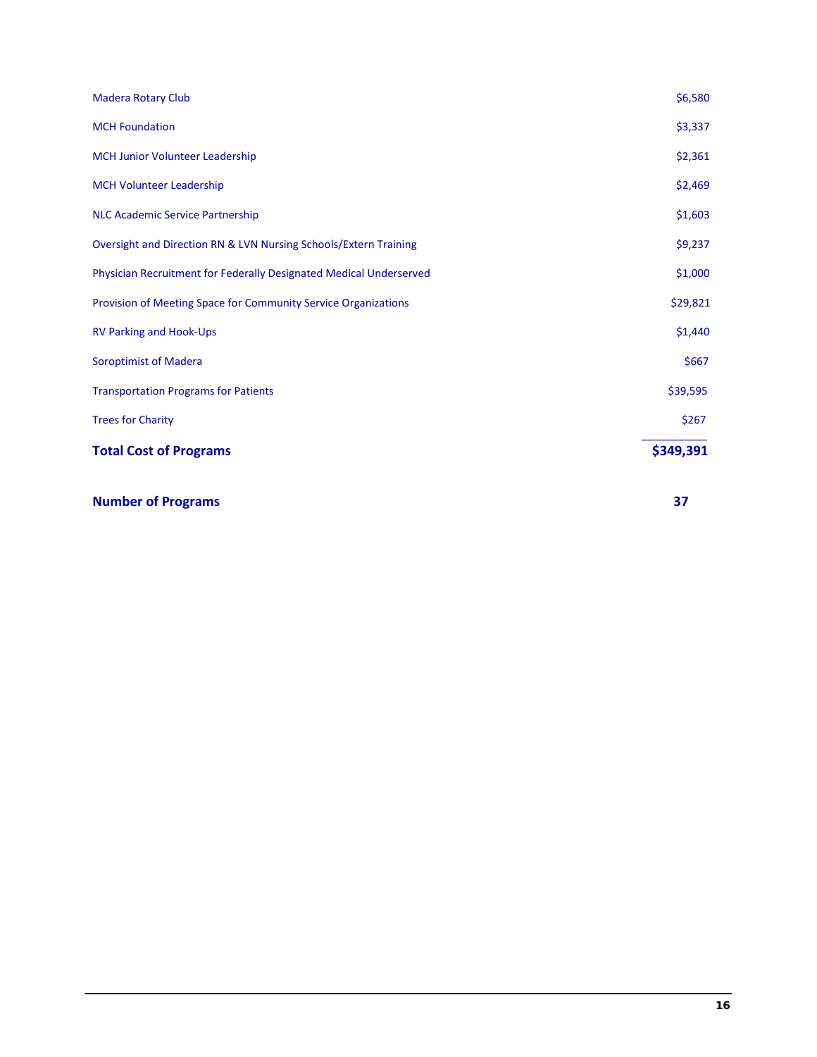| | |
|---|---|
| Madera Rotary Club | $6,580 |
| MCH Foundation | $3,337 |
| MCH Junior Volunteer Leadership | $2,361 |
| MCH Volunteer Leadership | $2,469 |
| NLC Academic Service Partnership | $1,603 |
| Oversight and Direction RN & LVN Nursing Schools/Extern Training | $9,237 |
| Physician Recruitment for Federally Designated Medical Underserved | $1,000 |
| Provision of Meeting Space for Community Service Organizations | $29,821 |
| RV Parking and Hook-Ups | $1,440 |
| Soroptimist of Madera | $667 |
| Transportation Programs for Patients | $39,595 |
| Trees for Charity | $267 |
| **Total Cost of Programs** | **$349,391** |

**Number of Programs** **37**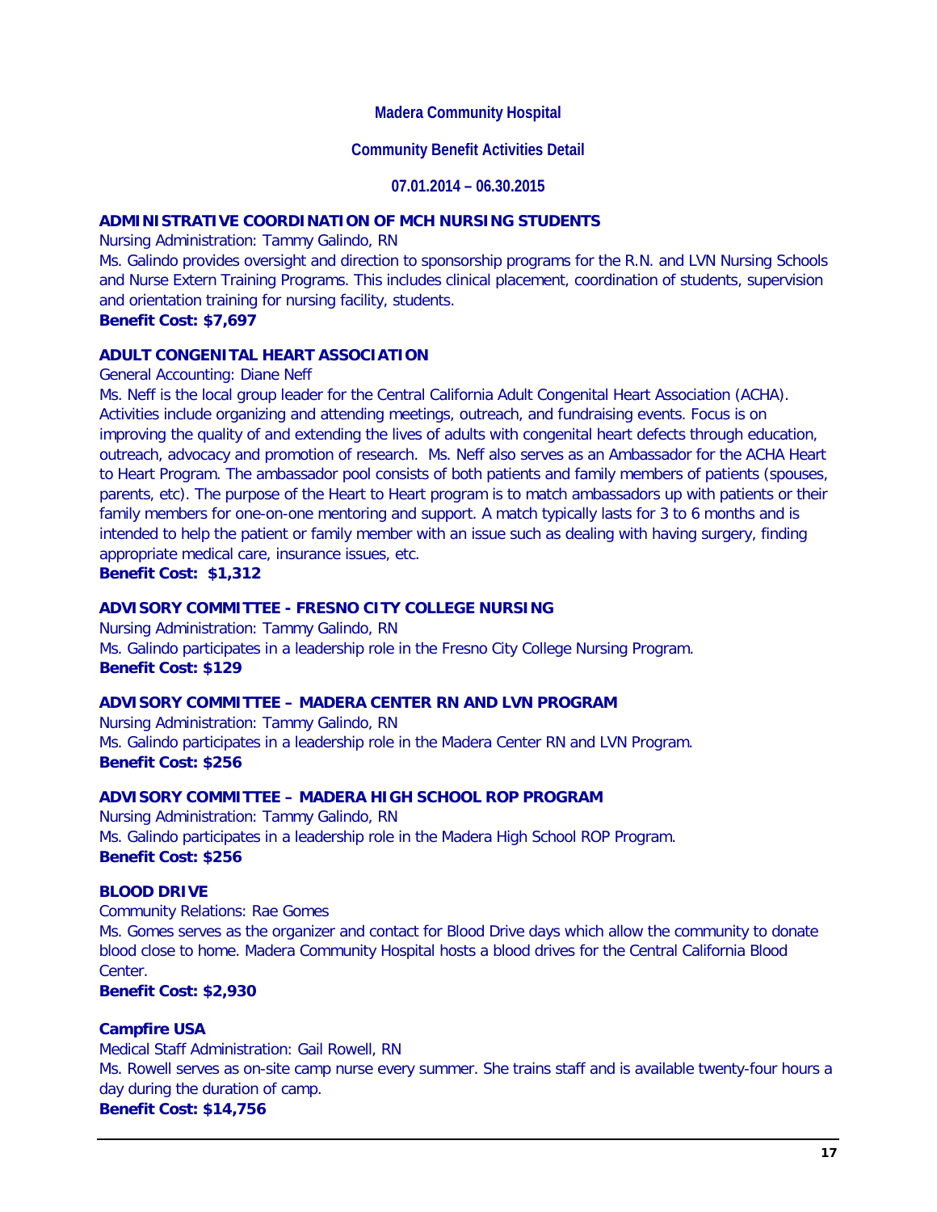**Madera Community Hospital**

**Community Benefit Activities Detail**

**07.01.2014 – 06.30.2015**

### ADMINISTRATIVE COORDINATION OF MCH NURSING STUDENTS

Nursing Administration: Tammy Galindo, RN

Ms. Galindo provides oversight and direction to sponsorship programs for the R.N. and LVN Nursing Schools and Nurse Extern Training Programs. This includes clinical placement, coordination of students, supervision and orientation training for nursing facility, students.

**Benefit Cost: $7,697**

### ADULT CONGENITAL HEART ASSOCIATION

General Accounting: Diane Neff

Ms. Neff is the local group leader for the Central California Adult Congenital Heart Association (ACHA). Activities include organizing and attending meetings, outreach, and fundraising events. Focus is on improving the quality of and extending the lives of adults with congenital heart defects through education, outreach, advocacy and promotion of research.  Ms. Neff also serves as an Ambassador for the ACHA Heart to Heart Program. The ambassador pool consists of both patients and family members of patients (spouses, parents, etc). The purpose of the Heart to Heart program is to match ambassadors up with patients or their family members for one-on-one mentoring and support. A match typically lasts for 3 to 6 months and is intended to help the patient or family member with an issue such as dealing with having surgery, finding appropriate medical care, insurance issues, etc.

**Benefit Cost:  $1,312**

### ADVISORY COMMITTEE - FRESNO CITY COLLEGE NURSING

Nursing Administration: Tammy Galindo, RN

Ms. Galindo participates in a leadership role in the Fresno City College Nursing Program.

**Benefit Cost: $129**

### ADVISORY COMMITTEE – MADERA CENTER RN AND LVN PROGRAM

Nursing Administration: Tammy Galindo, RN

Ms. Galindo participates in a leadership role in the Madera Center RN and LVN Program.

**Benefit Cost: $256**

### ADVISORY COMMITTEE – MADERA HIGH SCHOOL ROP PROGRAM

Nursing Administration: Tammy Galindo, RN

Ms. Galindo participates in a leadership role in the Madera High School ROP Program.

**Benefit Cost: $256**

### BLOOD DRIVE

Community Relations: Rae Gomes

Ms. Gomes serves as the organizer and contact for Blood Drive days which allow the community to donate blood close to home. Madera Community Hospital hosts a blood drives for the Central California Blood Center.

**Benefit Cost: $2,930**

### Campfire USA

Medical Staff Administration: Gail Rowell, RN

Ms. Rowell serves as on-site camp nurse every summer. She trains staff and is available twenty-four hours a day during the duration of camp.

**Benefit Cost: $14,756**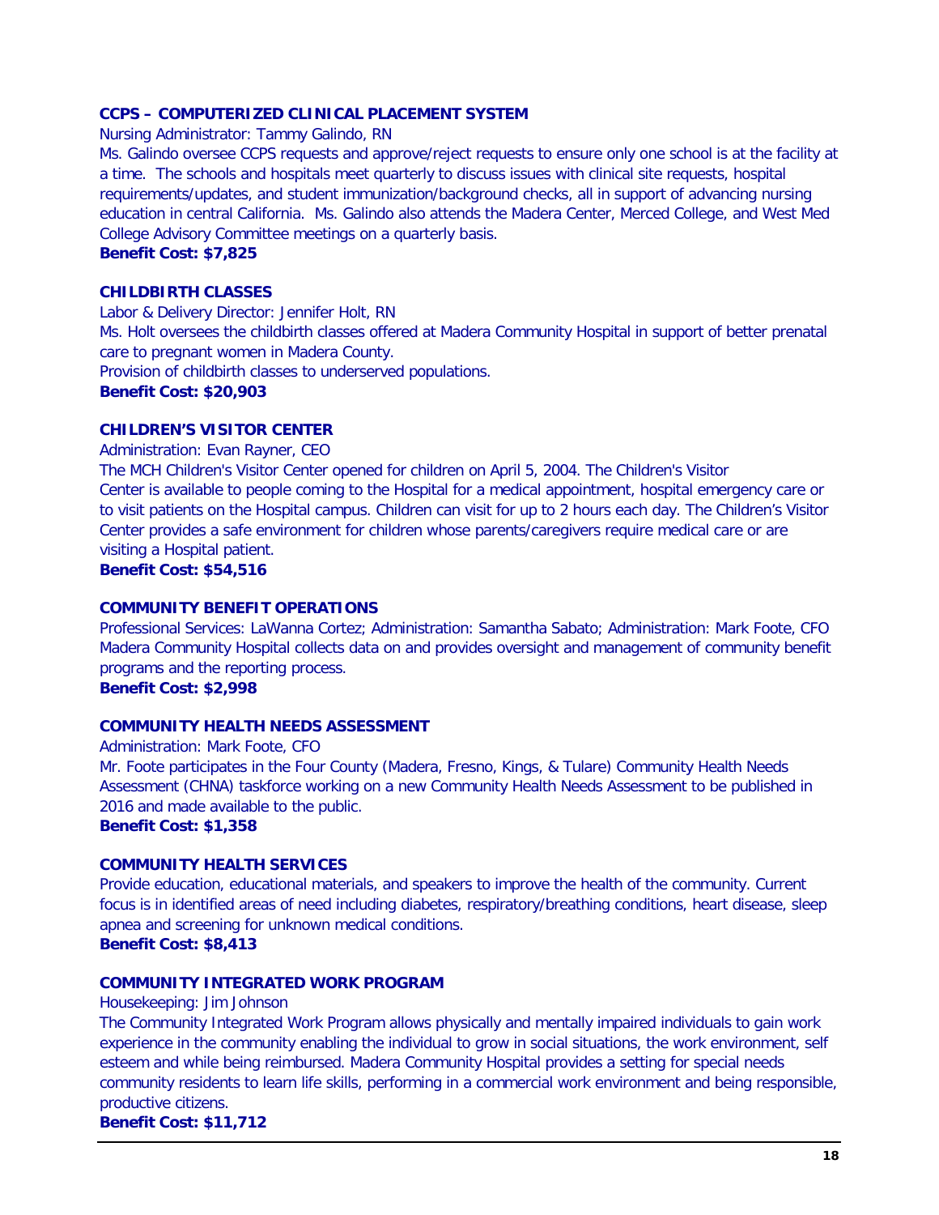### CCPS – COMPUTERIZED CLINICAL PLACEMENT SYSTEM

Nursing Administrator: Tammy Galindo, RN

Ms. Galindo oversee CCPS requests and approve/reject requests to ensure only one school is at the facility at a time. The schools and hospitals meet quarterly to discuss issues with clinical site requests, hospital requirements/updates, and student immunization/background checks, all in support of advancing nursing education in central California. Ms. Galindo also attends the Madera Center, Merced College, and West Med College Advisory Committee meetings on a quarterly basis.

**Benefit Cost: $7,825**

### CHILDBIRTH CLASSES

Labor & Delivery Director: Jennifer Holt, RN

Ms. Holt oversees the childbirth classes offered at Madera Community Hospital in support of better prenatal care to pregnant women in Madera County.

Provision of childbirth classes to underserved populations.

**Benefit Cost: $20,903**

### CHILDREN'S VISITOR CENTER

Administration: Evan Rayner, CEO

The MCH Children's Visitor Center opened for children on April 5, 2004. The Children's Visitor Center is available to people coming to the Hospital for a medical appointment, hospital emergency care or to visit patients on the Hospital campus. Children can visit for up to 2 hours each day. The Children's Visitor Center provides a safe environment for children whose parents/caregivers require medical care or are visiting a Hospital patient.

**Benefit Cost: $54,516**

### COMMUNITY BENEFIT OPERATIONS

Professional Services: LaWanna Cortez; Administration: Samantha Sabato; Administration: Mark Foote, CFO

Madera Community Hospital collects data on and provides oversight and management of community benefit programs and the reporting process.

**Benefit Cost: $2,998**

### COMMUNITY HEALTH NEEDS ASSESSMENT

Administration: Mark Foote, CFO

Mr. Foote participates in the Four County (Madera, Fresno, Kings, & Tulare) Community Health Needs Assessment (CHNA) taskforce working on a new Community Health Needs Assessment to be published in 2016 and made available to the public.

**Benefit Cost: $1,358**

### COMMUNITY HEALTH SERVICES

Provide education, educational materials, and speakers to improve the health of the community. Current focus is in identified areas of need including diabetes, respiratory/breathing conditions, heart disease, sleep apnea and screening for unknown medical conditions.

**Benefit Cost: $8,413**

### COMMUNITY INTEGRATED WORK PROGRAM

Housekeeping: Jim Johnson

The Community Integrated Work Program allows physically and mentally impaired individuals to gain work experience in the community enabling the individual to grow in social situations, the work environment, self esteem and while being reimbursed. Madera Community Hospital provides a setting for special needs community residents to learn life skills, performing in a commercial work environment and being responsible, productive citizens.

**Benefit Cost: $11,712**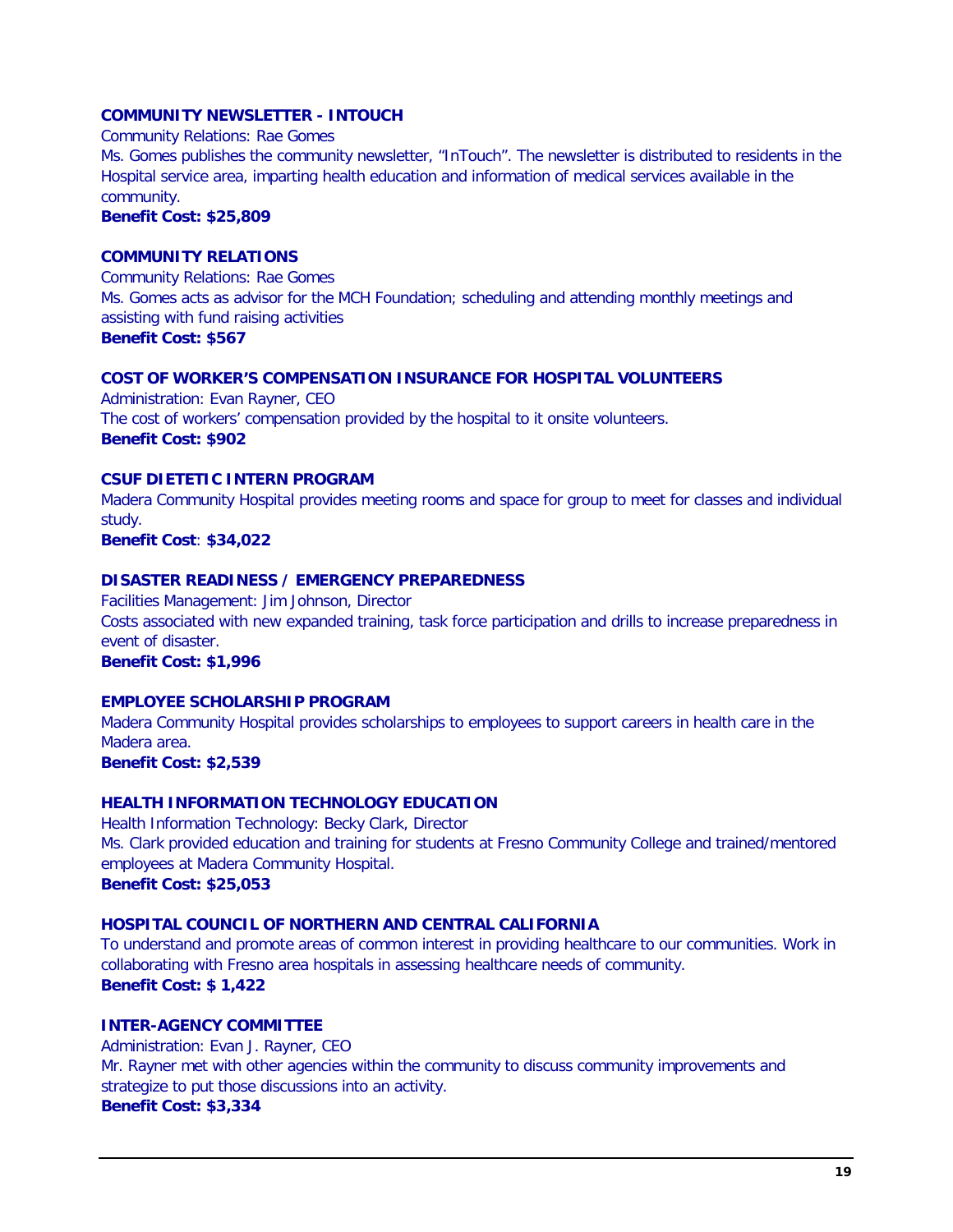### COMMUNITY NEWSLETTER - INTOUCH

Community Relations: Rae Gomes

Ms. Gomes publishes the community newsletter, “InTouch”. The newsletter is distributed to residents in the Hospital service area, imparting health education and information of medical services available in the community.

**Benefit Cost: $25,809**

### COMMUNITY RELATIONS

Community Relations: Rae Gomes

Ms. Gomes acts as advisor for the MCH Foundation; scheduling and attending monthly meetings and assisting with fund raising activities

**Benefit Cost: $567**

### COST OF WORKER’S COMPENSATION INSURANCE FOR HOSPITAL VOLUNTEERS

Administration: Evan Rayner, CEO

The cost of workers’ compensation provided by the hospital to it onsite volunteers.

**Benefit Cost: $902**

### CSUF DIETETIC INTERN PROGRAM

Madera Community Hospital provides meeting rooms and space for group to meet for classes and individual study.

**Benefit Cost**: **$34,022**

### DISASTER READINESS / EMERGENCY PREPAREDNESS

Facilities Management: Jim Johnson, Director

Costs associated with new expanded training, task force participation and drills to increase preparedness in event of disaster.

**Benefit Cost: $1,996**

### EMPLOYEE SCHOLARSHIP PROGRAM

Madera Community Hospital provides scholarships to employees to support careers in health care in the Madera area.

**Benefit Cost: $2,539**

### HEALTH INFORMATION TECHNOLOGY EDUCATION

Health Information Technology: Becky Clark, Director

Ms. Clark provided education and training for students at Fresno Community College and trained/mentored employees at Madera Community Hospital.

**Benefit Cost: $25,053**

### HOSPITAL COUNCIL OF NORTHERN AND CENTRAL CALIFORNIA

To understand and promote areas of common interest in providing healthcare to our communities. Work in collaborating with Fresno area hospitals in assessing healthcare needs of community.

**Benefit Cost: $ 1,422**

### INTER-AGENCY COMMITTEE

Administration: Evan J. Rayner, CEO

Mr. Rayner met with other agencies within the community to discuss community improvements and strategize to put those discussions into an activity.

**Benefit Cost: $3,334**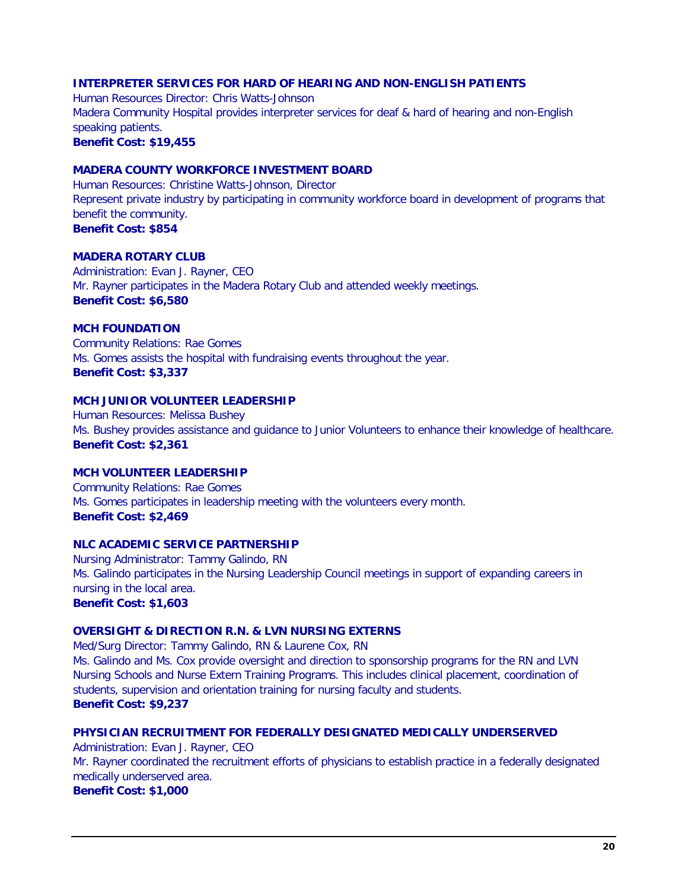**INTERPRETER SERVICES FOR HARD OF HEARING AND NON-ENGLISH PATIENTS**
Human Resources Director: Chris Watts-Johnson
Madera Community Hospital provides interpreter services for deaf & hard of hearing and non-English speaking patients.
**Benefit Cost: $19,455**

**MADERA COUNTY WORKFORCE INVESTMENT BOARD**
Human Resources: Christine Watts-Johnson, Director
Represent private industry by participating in community workforce board in development of programs that benefit the community.
**Benefit Cost: $854**

**MADERA ROTARY CLUB**
Administration: Evan J. Rayner, CEO
Mr. Rayner participates in the Madera Rotary Club and attended weekly meetings.
**Benefit Cost: $6,580**

**MCH FOUNDATION**
Community Relations: Rae Gomes
Ms. Gomes assists the hospital with fundraising events throughout the year.
**Benefit Cost: $3,337**

**MCH JUNIOR VOLUNTEER LEADERSHIP**
Human Resources: Melissa Bushey
Ms. Bushey provides assistance and guidance to Junior Volunteers to enhance their knowledge of healthcare.
**Benefit Cost: $2,361**

**MCH VOLUNTEER LEADERSHIP**
Community Relations: Rae Gomes
Ms. Gomes participates in leadership meeting with the volunteers every month.
**Benefit Cost: $2,469**

**NLC ACADEMIC SERVICE PARTNERSHIP**
Nursing Administrator: Tammy Galindo, RN
Ms. Galindo participates in the Nursing Leadership Council meetings in support of expanding careers in nursing in the local area.
**Benefit Cost: $1,603**

**OVERSIGHT & DIRECTION R.N. & LVN NURSING EXTERNS**
Med/Surg Director: Tammy Galindo, RN & Laurene Cox, RN
Ms. Galindo and Ms. Cox provide oversight and direction to sponsorship programs for the RN and LVN Nursing Schools and Nurse Extern Training Programs. This includes clinical placement, coordination of students, supervision and orientation training for nursing faculty and students.
**Benefit Cost: $9,237**

**PHYSICIAN RECRUITMENT FOR FEDERALLY DESIGNATED MEDICALLY UNDERSERVED**
Administration: Evan J. Rayner, CEO
Mr. Rayner coordinated the recruitment efforts of physicians to establish practice in a federally designated medically underserved area.
**Benefit Cost: $1,000**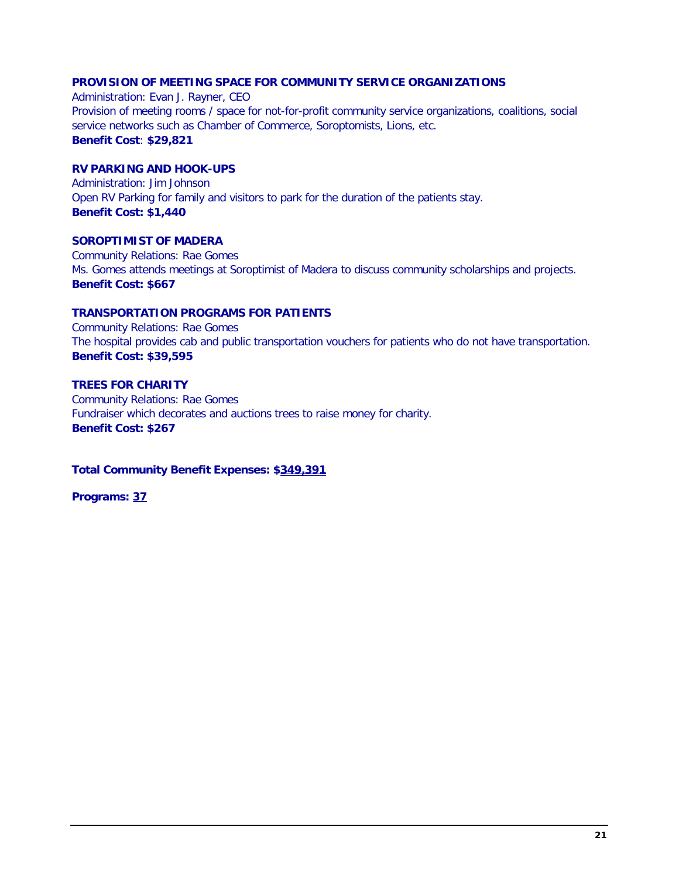**PROVISION OF MEETING SPACE FOR COMMUNITY SERVICE ORGANIZATIONS**
Administration: Evan J. Rayner, CEO
Provision of meeting rooms / space for not-for-profit community service organizations, coalitions, social service networks such as Chamber of Commerce, Soroptomists, Lions, etc.
**Benefit Cost**: **$29,821**

**RV PARKING AND HOOK-UPS**
Administration: Jim Johnson
Open RV Parking for family and visitors to park for the duration of the patients stay.
**Benefit Cost: $1,440**

**SOROPTIMIST OF MADERA**
Community Relations: Rae Gomes
Ms. Gomes attends meetings at Soroptimist of Madera to discuss community scholarships and projects.
**Benefit Cost: $667**

**TRANSPORTATION PROGRAMS FOR PATIENTS**
Community Relations: Rae Gomes
The hospital provides cab and public transportation vouchers for patients who do not have transportation.
**Benefit Cost: $39,595**

**TREES FOR CHARITY**
Community Relations: Rae Gomes
Fundraiser which decorates and auctions trees to raise money for charity.
**Benefit Cost: $267**

**Total Community Benefit Expenses: $349,391**

**Programs: 37**